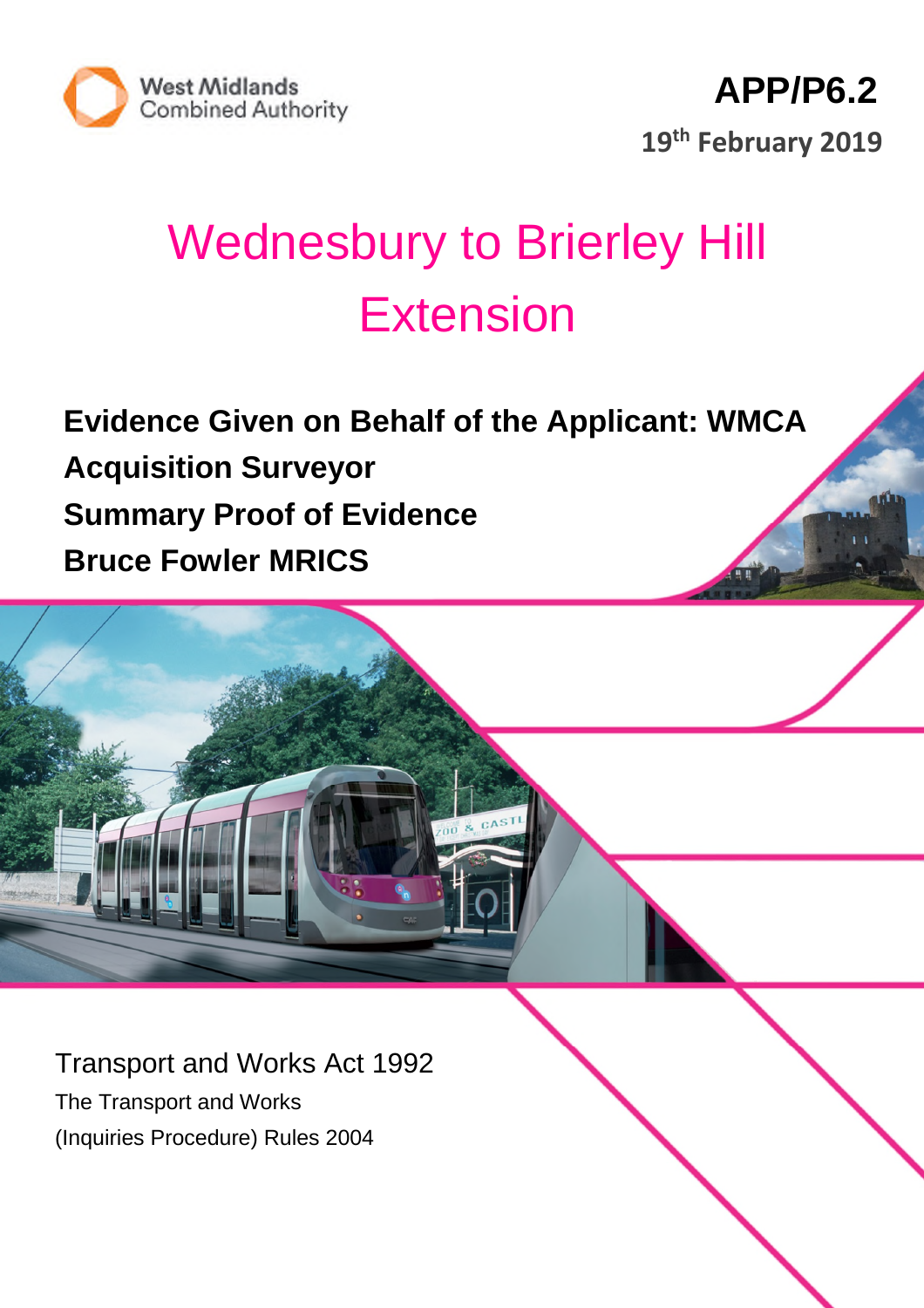West Midlands Combined Authority

**APP/P6.2**

**19th February 2019**

# Wednesbury to Brierley Hill Extension

**Evidence Given on Behalf of the Applicant: WMCA**

**Acquisition Surveyor**

**Summary Proof of Evidence**

**Bruce Fowler MRICS**

Transport and Works Act 1992

The Transport and Works

(Inquiries Procedure) Rules 2004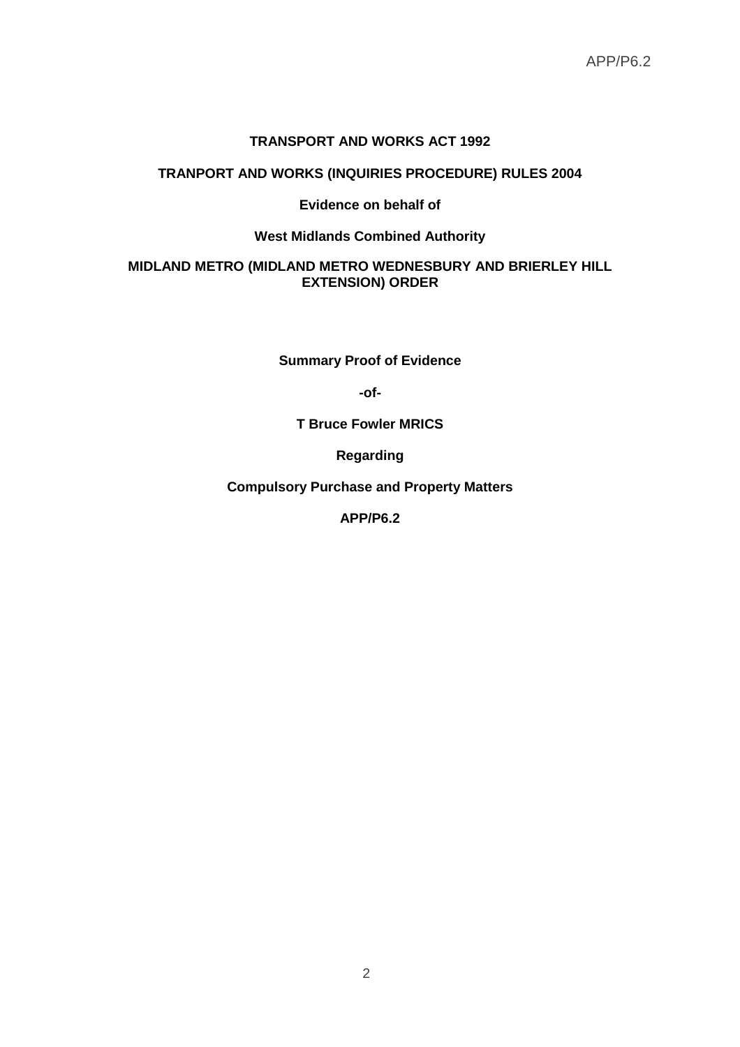**TRANSPORT AND WORKS ACT 1992**

**TRANPORT AND WORKS (INQUIRIES PROCEDURE) RULES 2004**

**Evidence on behalf of**

**West Midlands Combined Authority**

**MIDLAND METRO (MIDLAND METRO WEDNESBURY AND BRIERLEY HILL EXTENSION) ORDER**

**Summary Proof of Evidence**

**-of-**

**T Bruce Fowler MRICS**

**Regarding**

**Compulsory Purchase and Property Matters**

**APP/P6.2**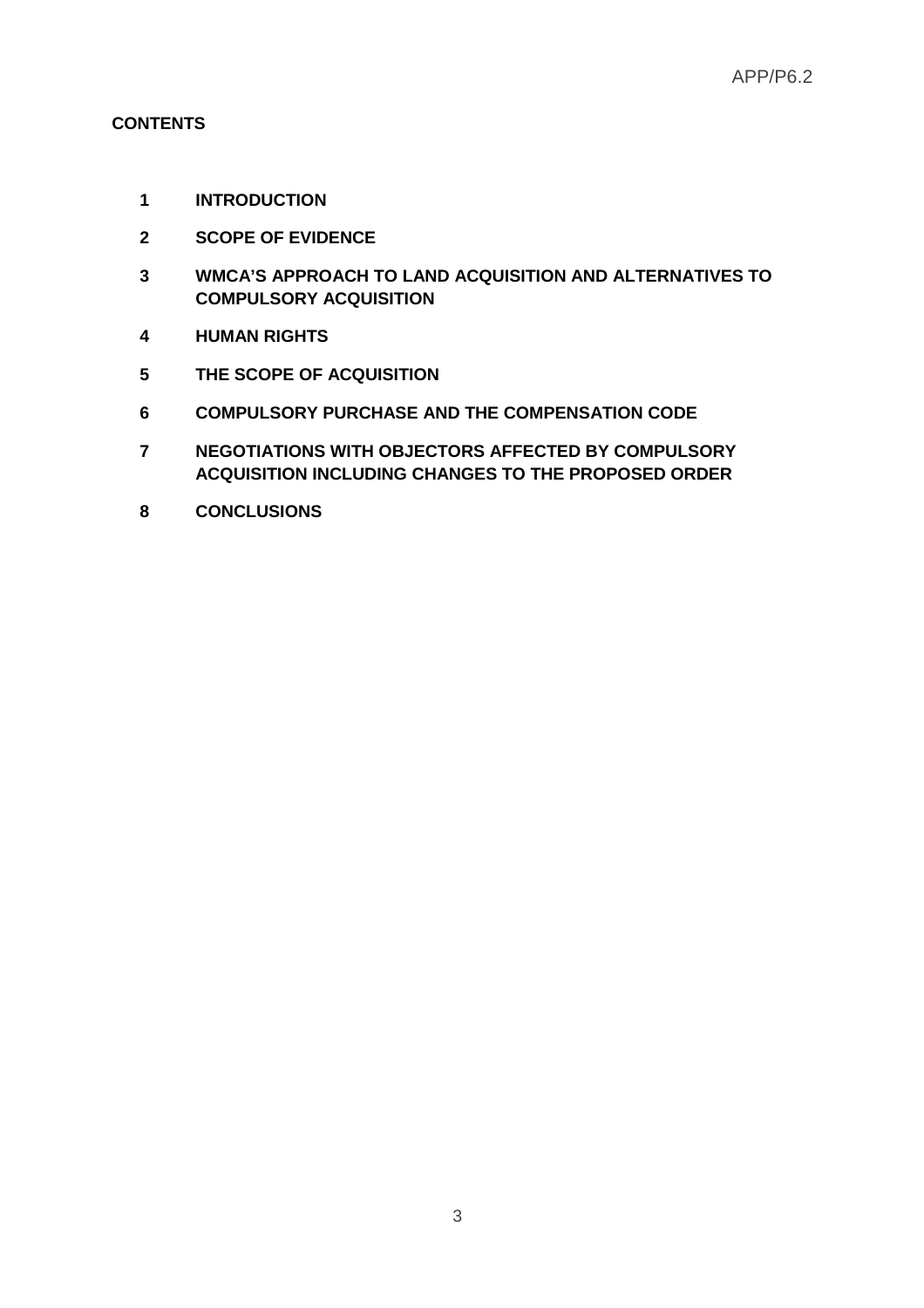**CONTENTS**

1. **INTRODUCTION**
2. **SCOPE OF EVIDENCE**
3. **WMCA'S APPROACH TO LAND ACQUISITION AND ALTERNATIVES TO COMPULSORY ACQUISITION**
4. **HUMAN RIGHTS**
5. **THE SCOPE OF ACQUISITION**
6. **COMPULSORY PURCHASE AND THE COMPENSATION CODE**
7. **NEGOTIATIONS WITH OBJECTORS AFFECTED BY COMPULSORY ACQUISITION INCLUDING CHANGES TO THE PROPOSED ORDER**
8. **CONCLUSIONS**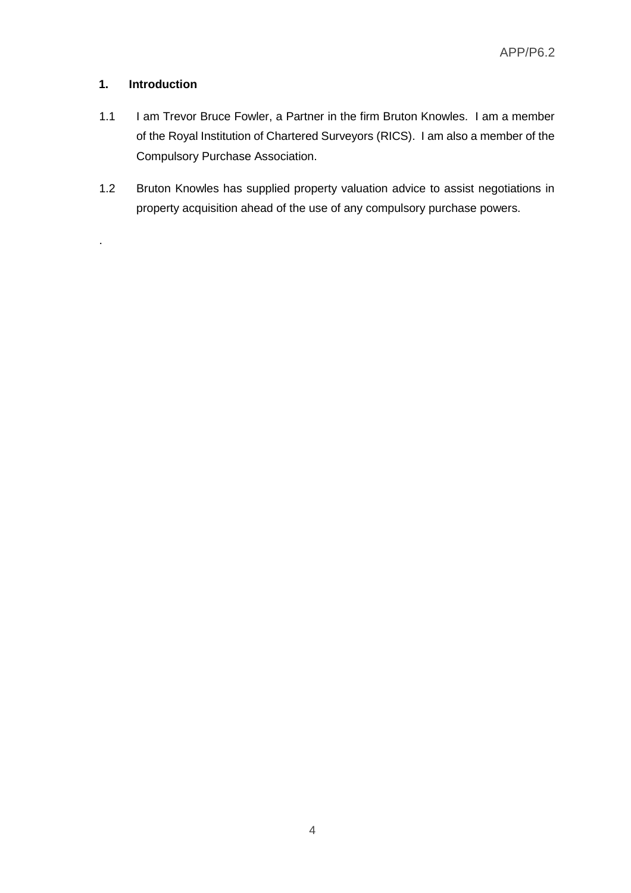## 1. Introduction

1.1 I am Trevor Bruce Fowler, a Partner in the firm Bruton Knowles. I am a member of the Royal Institution of Chartered Surveyors (RICS). I am also a member of the Compulsory Purchase Association.

1.2 Bruton Knowles has supplied property valuation advice to assist negotiations in property acquisition ahead of the use of any compulsory purchase powers.

.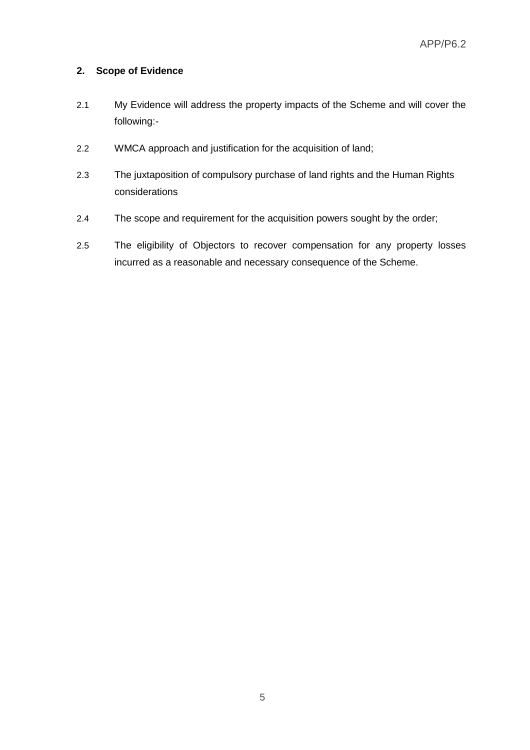## 2. Scope of Evidence

2.1 My Evidence will address the property impacts of the Scheme and will cover the following:-

2.2 WMCA approach and justification for the acquisition of land;

2.3 The juxtaposition of compulsory purchase of land rights and the Human Rights considerations

2.4 The scope and requirement for the acquisition powers sought by the order;

2.5 The eligibility of Objectors to recover compensation for any property losses incurred as a reasonable and necessary consequence of the Scheme.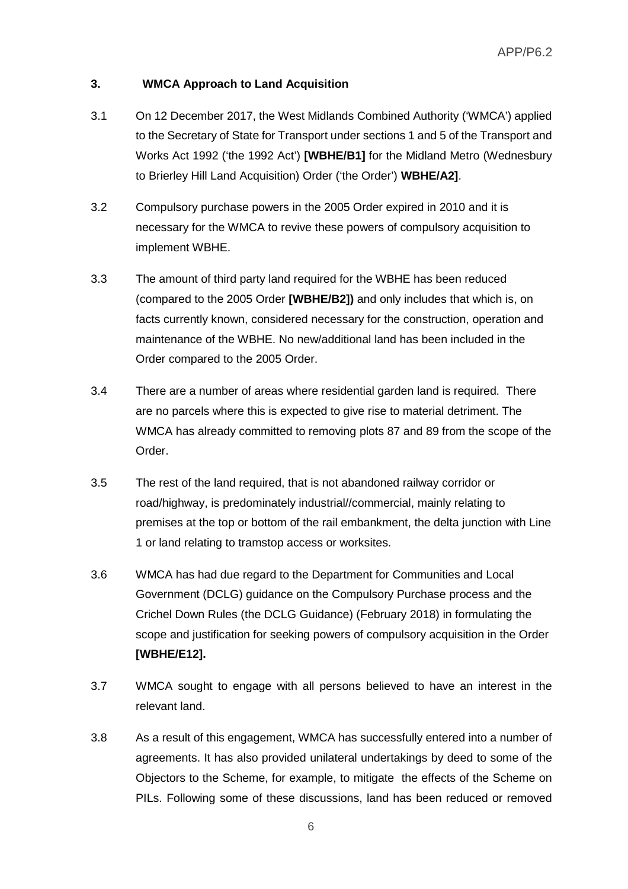## 3. WMCA Approach to Land Acquisition

3.1 On 12 December 2017, the West Midlands Combined Authority ('WMCA') applied to the Secretary of State for Transport under sections 1 and 5 of the Transport and Works Act 1992 ('the 1992 Act') **[WBHE/B1]** for the Midland Metro (Wednesbury to Brierley Hill Land Acquisition) Order ('the Order') **WBHE/A2]**.

3.2 Compulsory purchase powers in the 2005 Order expired in 2010 and it is necessary for the WMCA to revive these powers of compulsory acquisition to implement WBHE.

3.3 The amount of third party land required for the WBHE has been reduced (compared to the 2005 Order **[WBHE/B2])** and only includes that which is, on facts currently known, considered necessary for the construction, operation and maintenance of the WBHE. No new/additional land has been included in the Order compared to the 2005 Order.

3.4 There are a number of areas where residential garden land is required. There are no parcels where this is expected to give rise to material detriment. The WMCA has already committed to removing plots 87 and 89 from the scope of the Order.

3.5 The rest of the land required, that is not abandoned railway corridor or road/highway, is predominately industrial//commercial, mainly relating to premises at the top or bottom of the rail embankment, the delta junction with Line 1 or land relating to tramstop access or worksites.

3.6 WMCA has had due regard to the Department for Communities and Local Government (DCLG) guidance on the Compulsory Purchase process and the Crichel Down Rules (the DCLG Guidance) (February 2018) in formulating the scope and justification for seeking powers of compulsory acquisition in the Order **[WBHE/E12].**

3.7 WMCA sought to engage with all persons believed to have an interest in the relevant land.

3.8 As a result of this engagement, WMCA has successfully entered into a number of agreements. It has also provided unilateral undertakings by deed to some of the Objectors to the Scheme, for example, to mitigate the effects of the Scheme on PILs. Following some of these discussions, land has been reduced or removed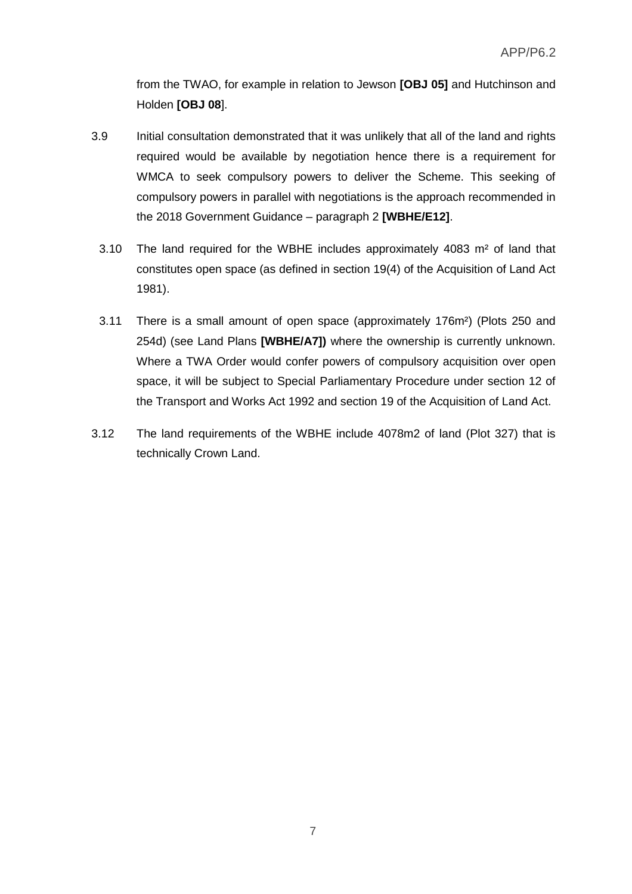from the TWAO, for example in relation to Jewson **[OBJ 05]** and Hutchinson and Holden **[OBJ 08**].

3.9 Initial consultation demonstrated that it was unlikely that all of the land and rights required would be available by negotiation hence there is a requirement for WMCA to seek compulsory powers to deliver the Scheme. This seeking of compulsory powers in parallel with negotiations is the approach recommended in the 2018 Government Guidance – paragraph 2 **[WBHE/E12]**.

3.10 The land required for the WBHE includes approximately 4083 m² of land that constitutes open space (as defined in section 19(4) of the Acquisition of Land Act 1981).

3.11 There is a small amount of open space (approximately 176m²) (Plots 250 and 254d) (see Land Plans **[WBHE/A7])** where the ownership is currently unknown. Where a TWA Order would confer powers of compulsory acquisition over open space, it will be subject to Special Parliamentary Procedure under section 12 of the Transport and Works Act 1992 and section 19 of the Acquisition of Land Act.

3.12 The land requirements of the WBHE include 4078m2 of land (Plot 327) that is technically Crown Land.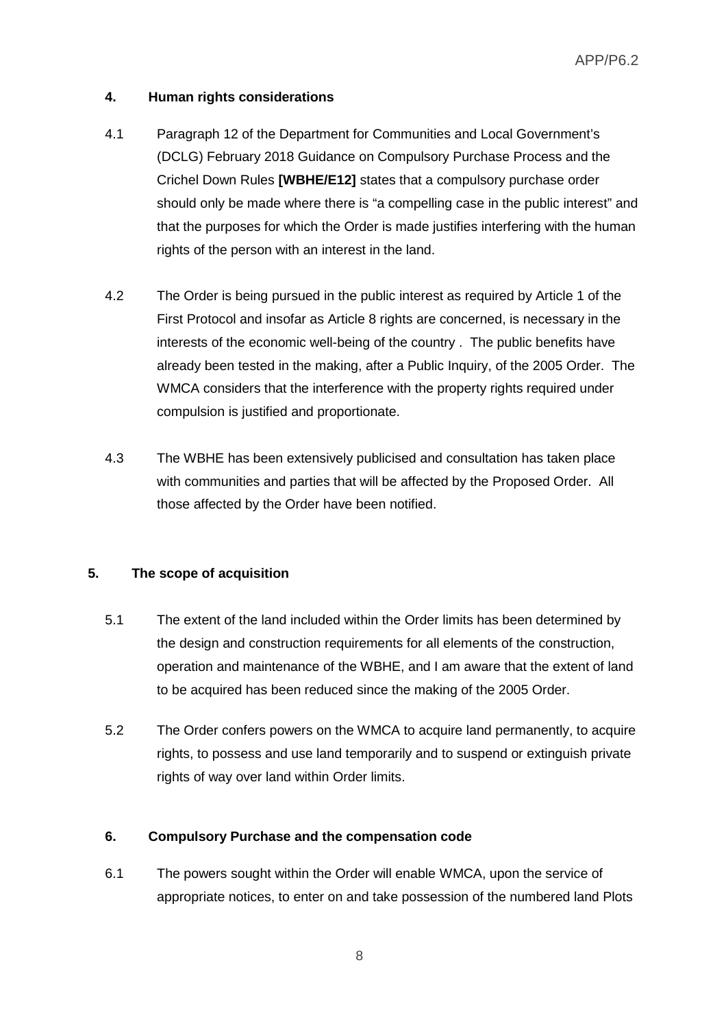## 4. Human rights considerations

4.1 Paragraph 12 of the Department for Communities and Local Government's (DCLG) February 2018 Guidance on Compulsory Purchase Process and the Crichel Down Rules **[WBHE/E12]** states that a compulsory purchase order should only be made where there is "a compelling case in the public interest" and that the purposes for which the Order is made justifies interfering with the human rights of the person with an interest in the land.

4.2 The Order is being pursued in the public interest as required by Article 1 of the First Protocol and insofar as Article 8 rights are concerned, is necessary in the interests of the economic well-being of the country . The public benefits have already been tested in the making, after a Public Inquiry, of the 2005 Order. The WMCA considers that the interference with the property rights required under compulsion is justified and proportionate.

4.3 The WBHE has been extensively publicised and consultation has taken place with communities and parties that will be affected by the Proposed Order. All those affected by the Order have been notified.

## 5. The scope of acquisition

5.1 The extent of the land included within the Order limits has been determined by the design and construction requirements for all elements of the construction, operation and maintenance of the WBHE, and I am aware that the extent of land to be acquired has been reduced since the making of the 2005 Order.

5.2 The Order confers powers on the WMCA to acquire land permanently, to acquire rights, to possess and use land temporarily and to suspend or extinguish private rights of way over land within Order limits.

## 6. Compulsory Purchase and the compensation code

6.1 The powers sought within the Order will enable WMCA, upon the service of appropriate notices, to enter on and take possession of the numbered land Plots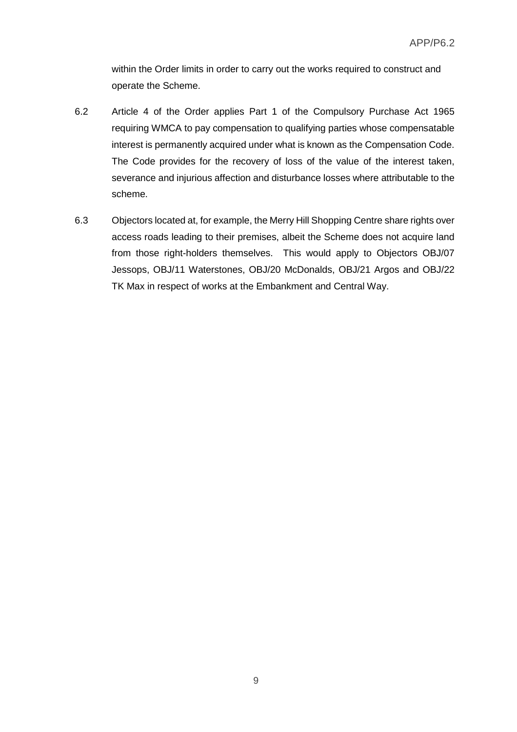within the Order limits in order to carry out the works required to construct and operate the Scheme.

6.2 Article 4 of the Order applies Part 1 of the Compulsory Purchase Act 1965 requiring WMCA to pay compensation to qualifying parties whose compensatable interest is permanently acquired under what is known as the Compensation Code. The Code provides for the recovery of loss of the value of the interest taken, severance and injurious affection and disturbance losses where attributable to the scheme.

6.3 Objectors located at, for example, the Merry Hill Shopping Centre share rights over access roads leading to their premises, albeit the Scheme does not acquire land from those right-holders themselves. This would apply to Objectors OBJ/07 Jessops, OBJ/11 Waterstones, OBJ/20 McDonalds, OBJ/21 Argos and OBJ/22 TK Max in respect of works at the Embankment and Central Way.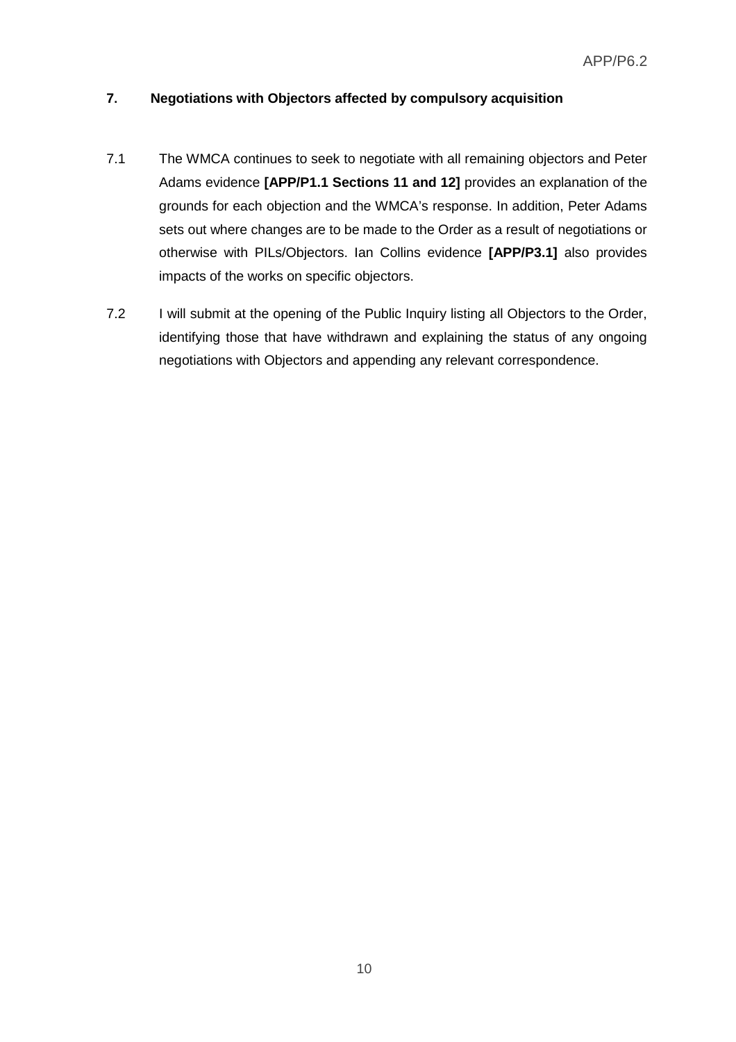## 7. Negotiations with Objectors affected by compulsory acquisition

7.1 The WMCA continues to seek to negotiate with all remaining objectors and Peter Adams evidence **[APP/P1.1 Sections 11 and 12]** provides an explanation of the grounds for each objection and the WMCA's response. In addition, Peter Adams sets out where changes are to be made to the Order as a result of negotiations or otherwise with PILs/Objectors. Ian Collins evidence **[APP/P3.1]** also provides impacts of the works on specific objectors.

7.2 I will submit at the opening of the Public Inquiry listing all Objectors to the Order, identifying those that have withdrawn and explaining the status of any ongoing negotiations with Objectors and appending any relevant correspondence.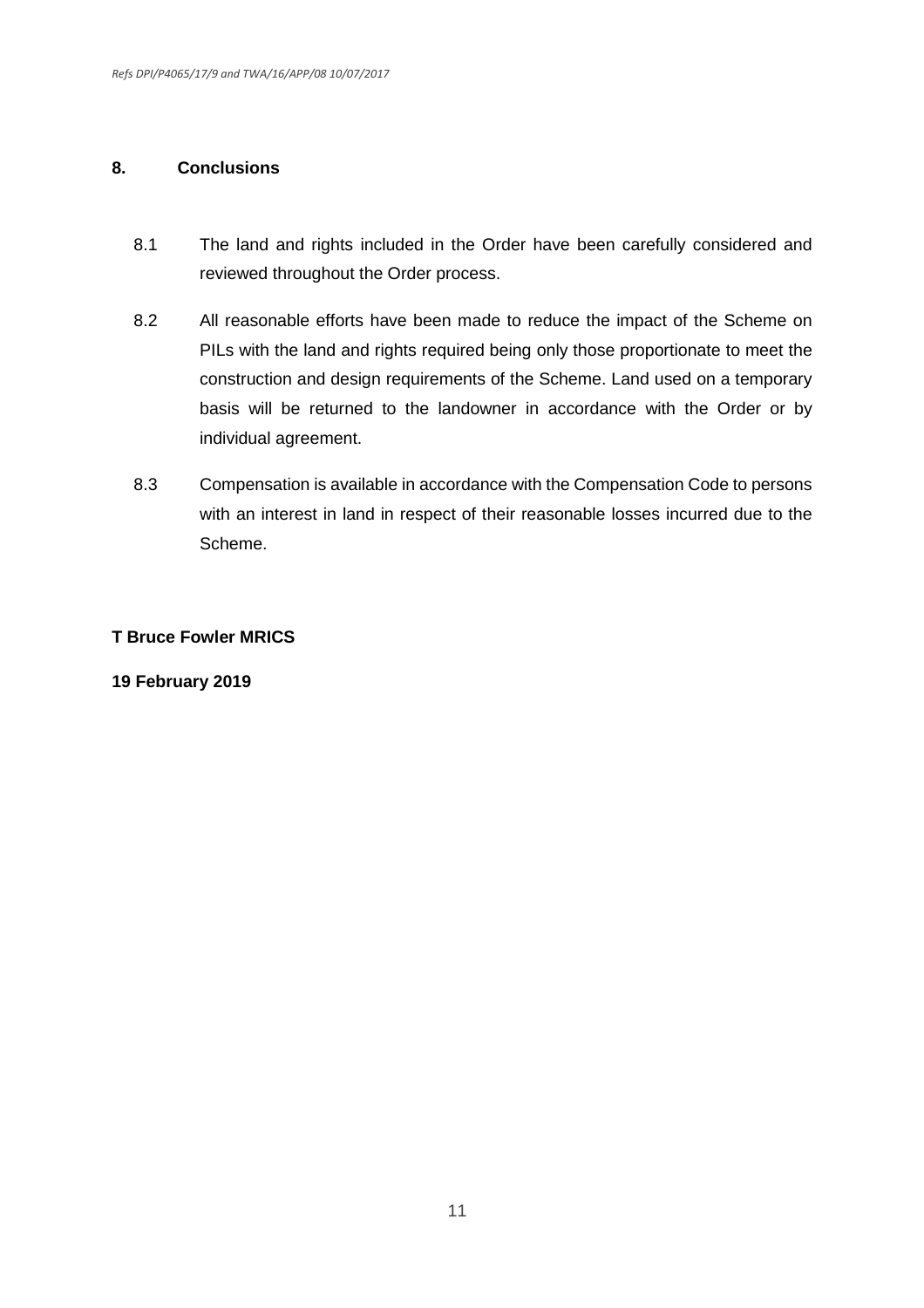## 8. Conclusions

8.1 The land and rights included in the Order have been carefully considered and reviewed throughout the Order process.

8.2 All reasonable efforts have been made to reduce the impact of the Scheme on PILs with the land and rights required being only those proportionate to meet the construction and design requirements of the Scheme. Land used on a temporary basis will be returned to the landowner in accordance with the Order or by individual agreement.

8.3 Compensation is available in accordance with the Compensation Code to persons with an interest in land in respect of their reasonable losses incurred due to the Scheme.

**T Bruce Fowler MRICS**

**19 February 2019**